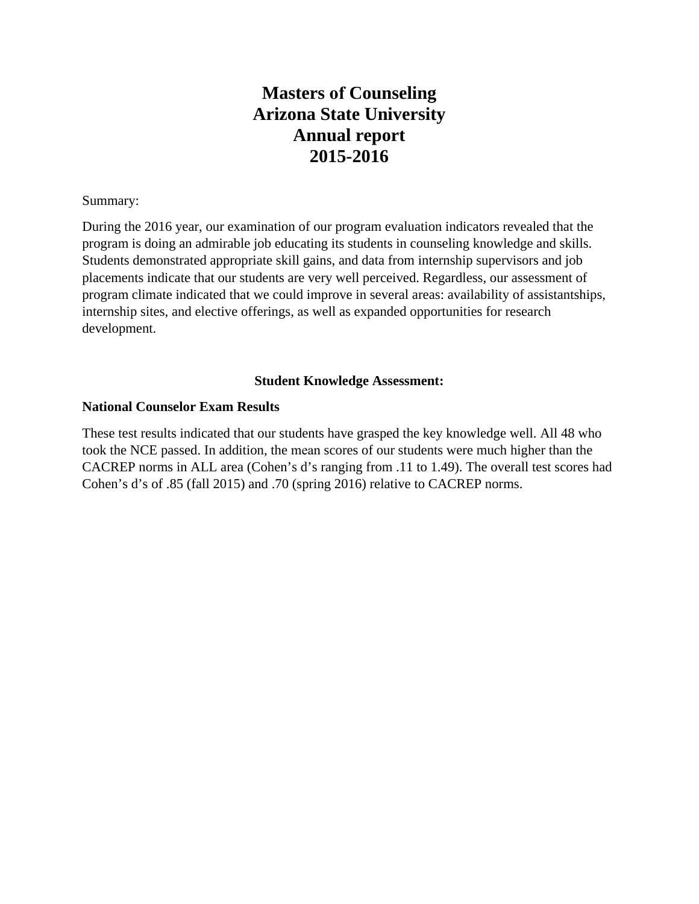# Masters of Counseling
# Arizona State University
# Annual report
# 2015-2016

Summary:

During the 2016 year, our examination of our program evaluation indicators revealed that the program is doing an admirable job educating its students in counseling knowledge and skills. Students demonstrated appropriate skill gains, and data from internship supervisors and job placements indicate that our students are very well perceived. Regardless, our assessment of program climate indicated that we could improve in several areas: availability of assistantships, internship sites, and elective offerings, as well as expanded opportunities for research development.

## Student Knowledge Assessment:

### National Counselor Exam Results

These test results indicated that our students have grasped the key knowledge well. All 48 who took the NCE passed. In addition, the mean scores of our students were much higher than the CACREP norms in ALL area (Cohen's d's ranging from .11 to 1.49). The overall test scores had Cohen's d's of .85 (fall 2015) and .70 (spring 2016) relative to CACREP norms.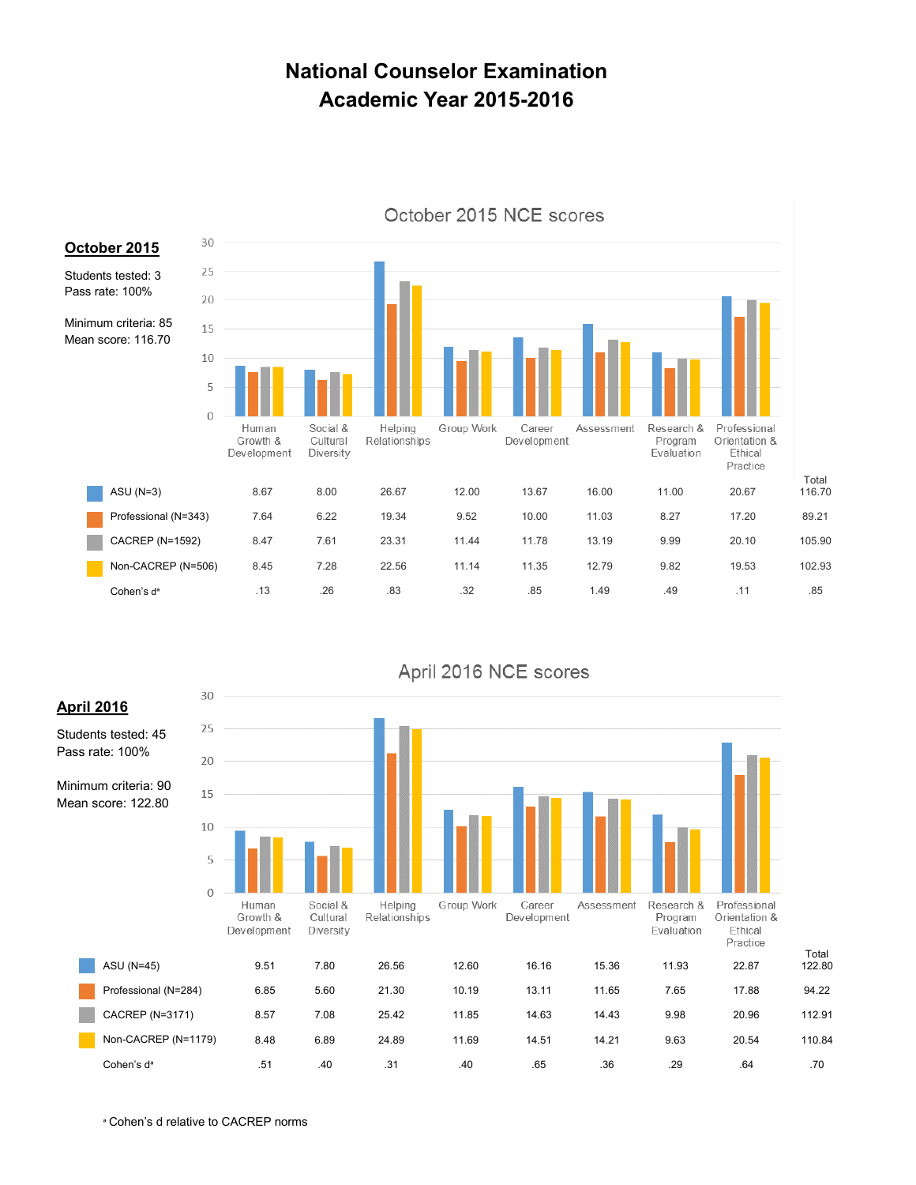# National Counselor Examination
# Academic Year 2015-2016

**October 2015**

Students tested: 3
Pass rate: 100%

Minimum criteria: 85
Mean score: 116.70

October 2015 NCE scores

| | Human Growth & Development | Social & Cultural Diversity | Helping Relationships | Group Work | Career Development | Assessment | Research & Program Evaluation | Professional Orientation & Ethical Practice | Total |
|---|---|---|---|---|---|---|---|---|---|
| ASU (N=3) | 8.67 | 8.00 | 26.67 | 12.00 | 13.67 | 16.00 | 11.00 | 20.67 | 116.70 |
| Professional (N=343) | 7.64 | 6.22 | 19.34 | 9.52 | 10.00 | 11.03 | 8.27 | 17.20 | 89.21 |
| CACREP (N=1592) | 8.47 | 7.61 | 23.31 | 11.44 | 11.78 | 13.19 | 9.99 | 20.10 | 105.90 |
| Non-CACREP (N=506) | 8.45 | 7.28 | 22.56 | 11.14 | 11.35 | 12.79 | 9.82 | 19.53 | 102.93 |
| Cohen's d[a] | .13 | .26 | .83 | .32 | .85 | 1.49 | .49 | .11 | .85 |

**April 2016**

Students tested: 45
Pass rate: 100%

Minimum criteria: 90
Mean score: 122.80

April 2016 NCE scores

| | Human Growth & Development | Social & Cultural Diversity | Helping Relationships | Group Work | Career Development | Assessment | Research & Program Evaluation | Professional Orientation & Ethical Practice | Total |
|---|---|---|---|---|---|---|---|---|---|
| ASU (N=45) | 9.51 | 7.80 | 26.56 | 12.60 | 16.16 | 15.36 | 11.93 | 22.87 | 122.80 |
| Professional (N=284) | 6.85 | 5.60 | 21.30 | 10.19 | 13.11 | 11.65 | 7.65 | 17.88 | 94.22 |
| CACREP (N=3171) | 8.57 | 7.08 | 25.42 | 11.85 | 14.63 | 14.43 | 9.98 | 20.96 | 112.91 |
| Non-CACREP (N=1179) | 8.48 | 6.89 | 24.89 | 11.69 | 14.51 | 14.21 | 9.63 | 20.54 | 110.84 |
| Cohen's d[a] | .51 | .40 | .31 | .40 | .65 | .36 | .29 | .64 | .70 |

[a] Cohen's d relative to CACREP norms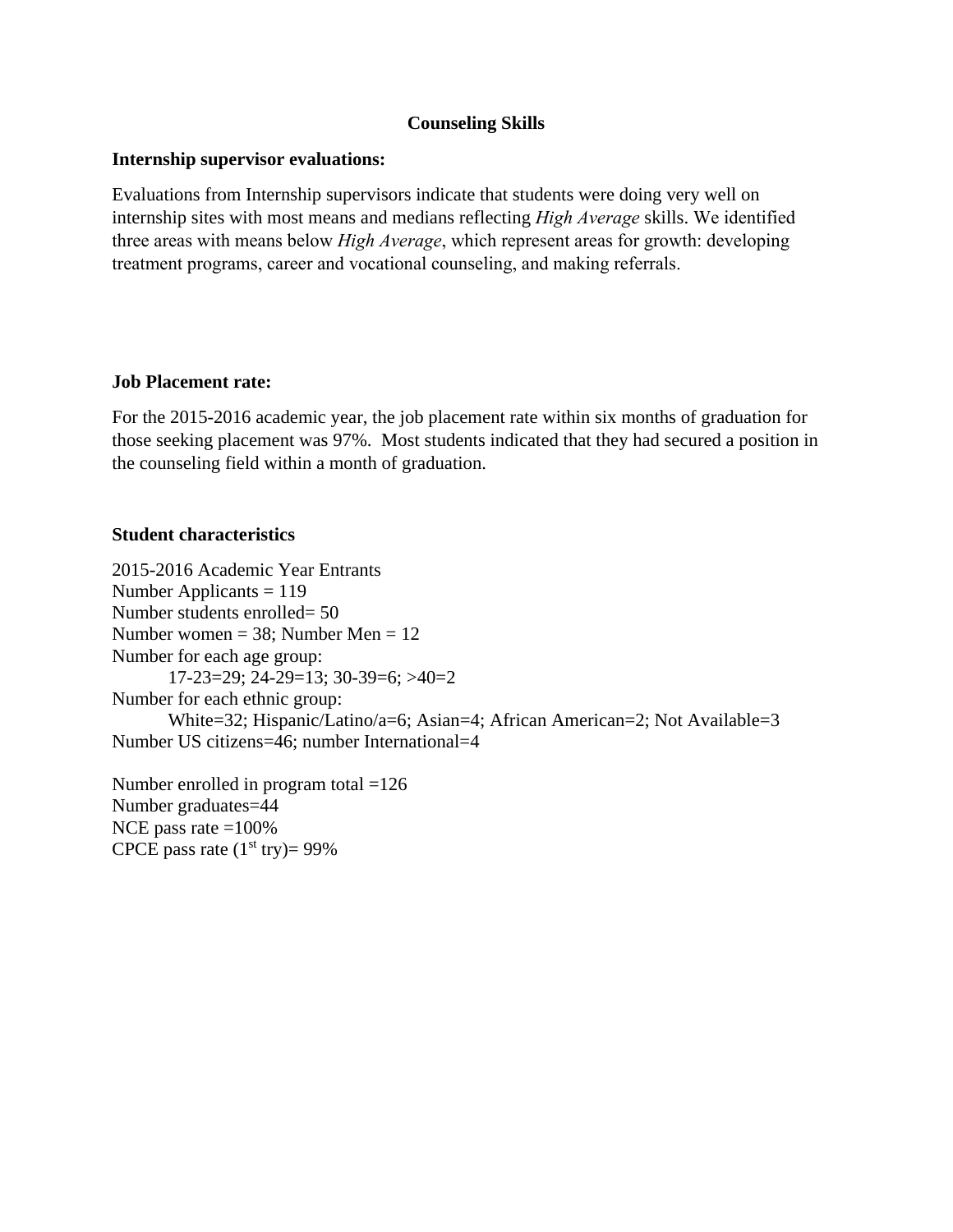## Counseling Skills

### Internship supervisor evaluations:

Evaluations from Internship supervisors indicate that students were doing very well on internship sites with most means and medians reflecting *High Average* skills. We identified three areas with means below *High Average*, which represent areas for growth: developing treatment programs, career and vocational counseling, and making referrals.

### Job Placement rate:

For the 2015-2016 academic year, the job placement rate within six months of graduation for those seeking placement was 97%. Most students indicated that they had secured a position in the counseling field within a month of graduation.

### Student characteristics

2015-2016 Academic Year Entrants
Number Applicants = 119
Number students enrolled= 50
Number women = 38; Number Men = 12
Number for each age group:
  17-23=29; 24-29=13; 30-39=6; >40=2
Number for each ethnic group:
  White=32; Hispanic/Latino/a=6; Asian=4; African American=2; Not Available=3
Number US citizens=46; number International=4

Number enrolled in program total =126
Number graduates=44
NCE pass rate =100%
CPCE pass rate (1st try)= 99%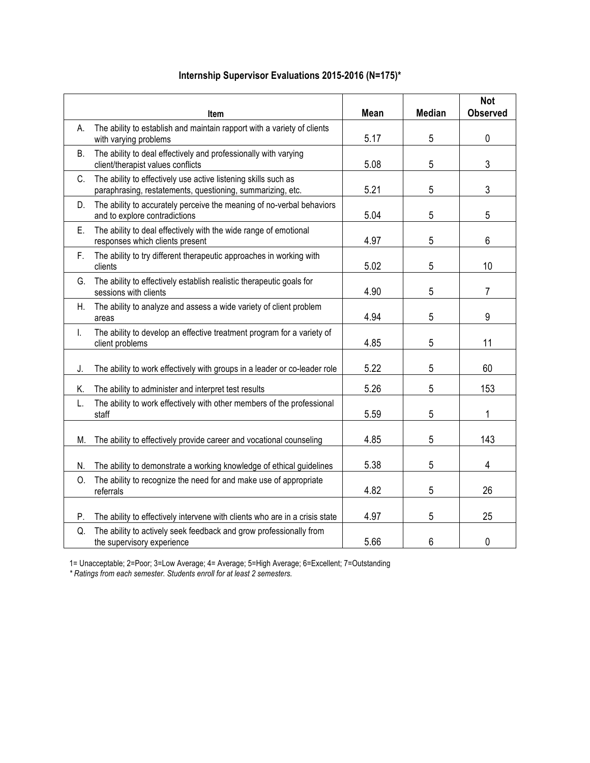**Internship Supervisor Evaluations 2015-2016 (N=175)***

| Item | Mean | Median | Not Observed |
|---|---|---|---|
| A. The ability to establish and maintain rapport with a variety of clients with varying problems | 5.17 | 5 | 0 |
| B. The ability to deal effectively and professionally with varying client/therapist values conflicts | 5.08 | 5 | 3 |
| C. The ability to effectively use active listening skills such as paraphrasing, restatements, questioning, summarizing, etc. | 5.21 | 5 | 3 |
| D. The ability to accurately perceive the meaning of no-verbal behaviors and to explore contradictions | 5.04 | 5 | 5 |
| E. The ability to deal effectively with the wide range of emotional responses which clients present | 4.97 | 5 | 6 |
| F. The ability to try different therapeutic approaches in working with clients | 5.02 | 5 | 10 |
| G. The ability to effectively establish realistic therapeutic goals for sessions with clients | 4.90 | 5 | 7 |
| H. The ability to analyze and assess a wide variety of client problem areas | 4.94 | 5 | 9 |
| I. The ability to develop an effective treatment program for a variety of client problems | 4.85 | 5 | 11 |
| J. The ability to work effectively with groups in a leader or co-leader role | 5.22 | 5 | 60 |
| K. The ability to administer and interpret test results | 5.26 | 5 | 153 |
| L. The ability to work effectively with other members of the professional staff | 5.59 | 5 | 1 |
| M. The ability to effectively provide career and vocational counseling | 4.85 | 5 | 143 |
| N. The ability to demonstrate a working knowledge of ethical guidelines | 5.38 | 5 | 4 |
| O. The ability to recognize the need for and make use of appropriate referrals | 4.82 | 5 | 26 |
| P. The ability to effectively intervene with clients who are in a crisis state | 4.97 | 5 | 25 |
| Q. The ability to actively seek feedback and grow professionally from the supervisory experience | 5.66 | 6 | 0 |

1= Unacceptable; 2=Poor; 3=Low Average; 4= Average; 5=High Average; 6=Excellent; 7=Outstanding

*\* Ratings from each semester. Students enroll for at least 2 semesters.*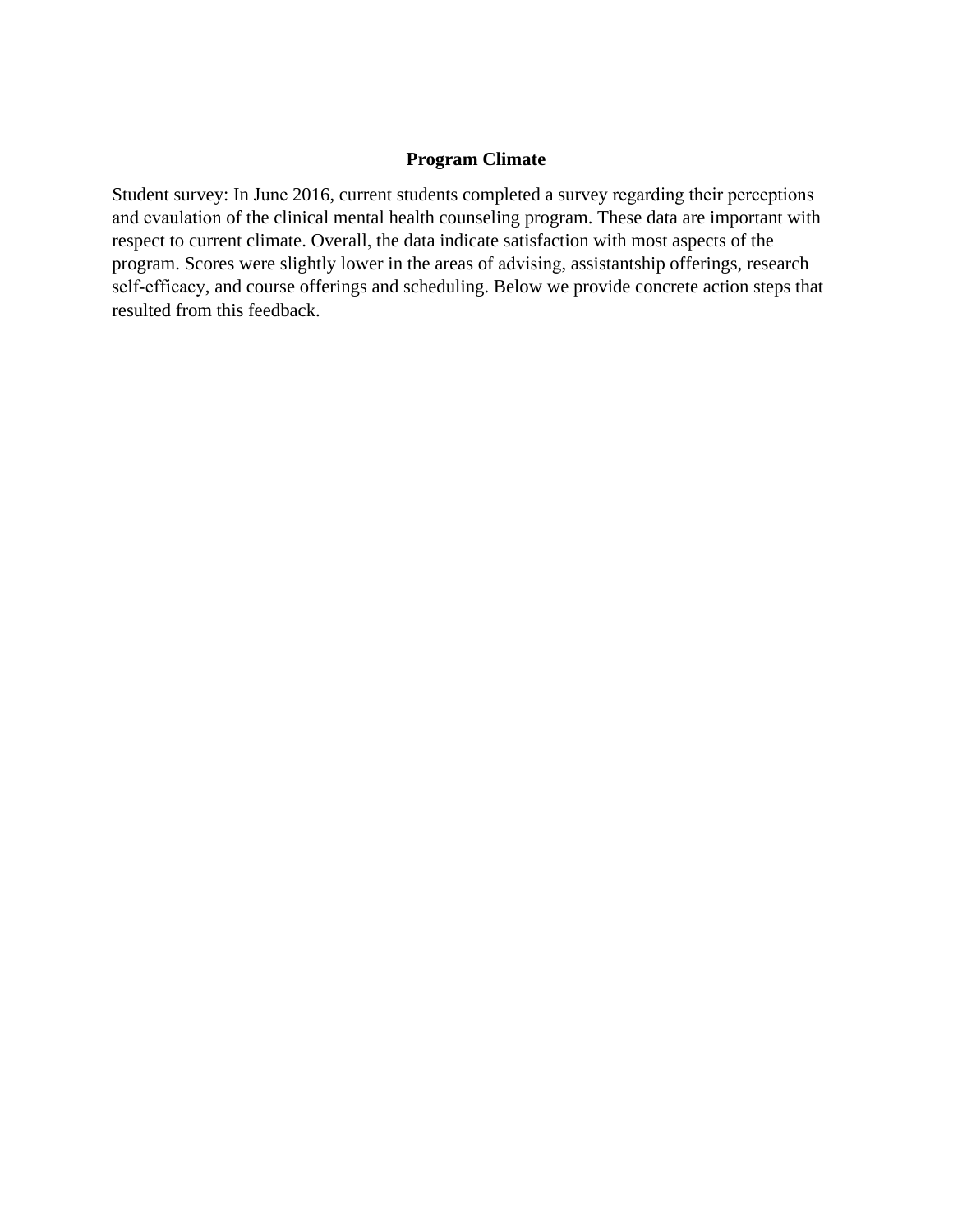## Program Climate

Student survey: In June 2016, current students completed a survey regarding their perceptions and evaulation of the clinical mental health counseling program. These data are important with respect to current climate. Overall, the data indicate satisfaction with most aspects of the program. Scores were slightly lower in the areas of advising, assistantship offerings, research self-efficacy, and course offerings and scheduling. Below we provide concrete action steps that resulted from this feedback.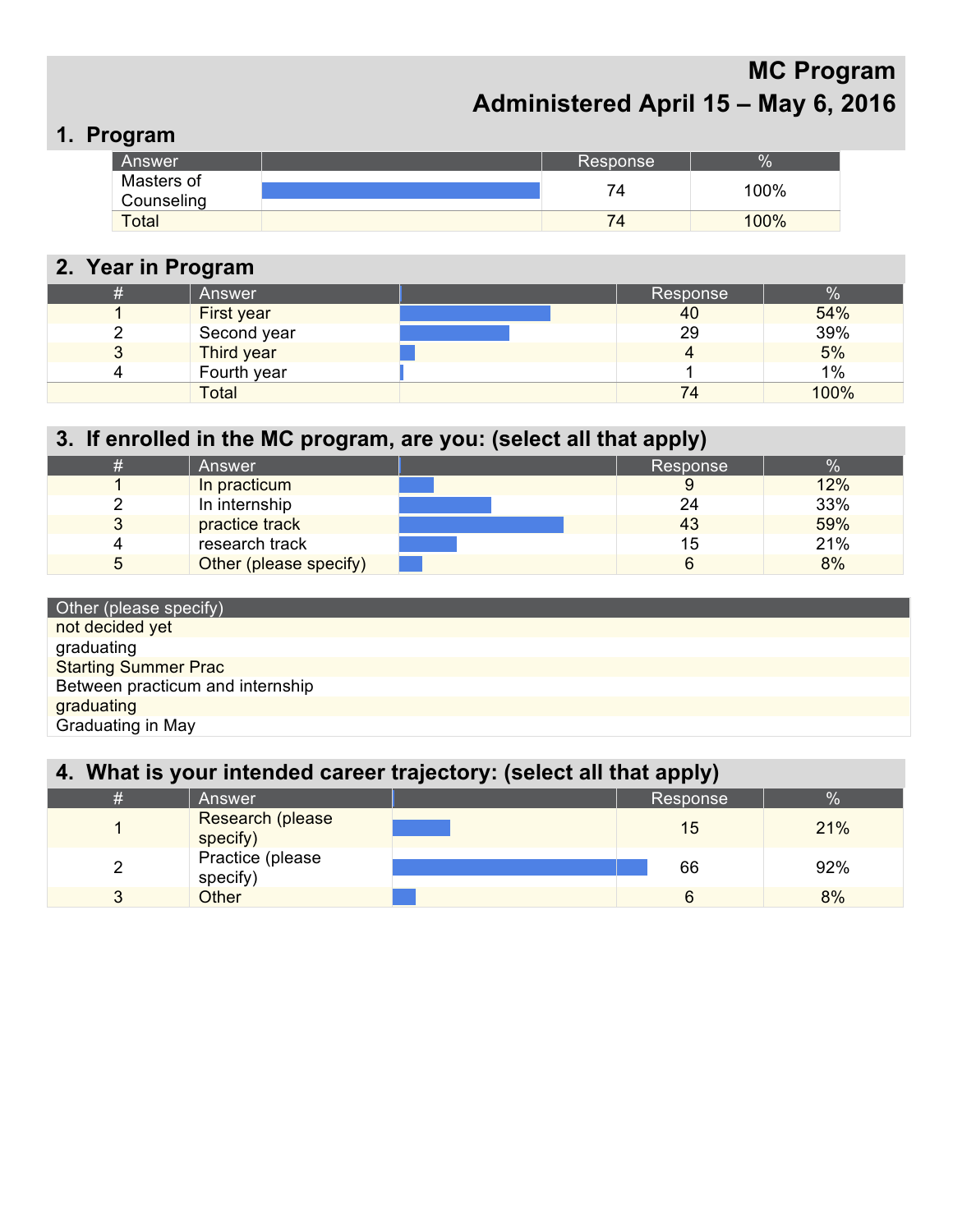# MC Program
## Administered April 15 – May 6, 2016

## 1. Program

| Answer | | Response | % |
|---|---|---|---|
| Masters of Counseling | | 74 | 100% |
| Total | | 74 | 100% |

## 2. Year in Program

| # | Answer | | Response | % |
|---|---|---|---|---|
| 1 | First year | | 40 | 54% |
| 2 | Second year | | 29 | 39% |
| 3 | Third year | | 4 | 5% |
| 4 | Fourth year | | 1 | 1% |
| | Total | | 74 | 100% |

## 3. If enrolled in the MC program, are you: (select all that apply)

| # | Answer | | Response | % |
|---|---|---|---|---|
| 1 | In practicum | | 9 | 12% |
| 2 | In internship | | 24 | 33% |
| 3 | practice track | | 43 | 59% |
| 4 | research track | | 15 | 21% |
| 5 | Other (please specify) | | 6 | 8% |

| Other (please specify) |
|---|
| not decided yet |
| graduating |
| Starting Summer Prac |
| Between practicum and internship |
| graduating |
| Graduating in May |

## 4. What is your intended career trajectory: (select all that apply)

| # | Answer | | Response | % |
|---|---|---|---|---|
| 1 | Research (please specify) | | 15 | 21% |
| 2 | Practice (please specify) | | 66 | 92% |
| 3 | Other | | 6 | 8% |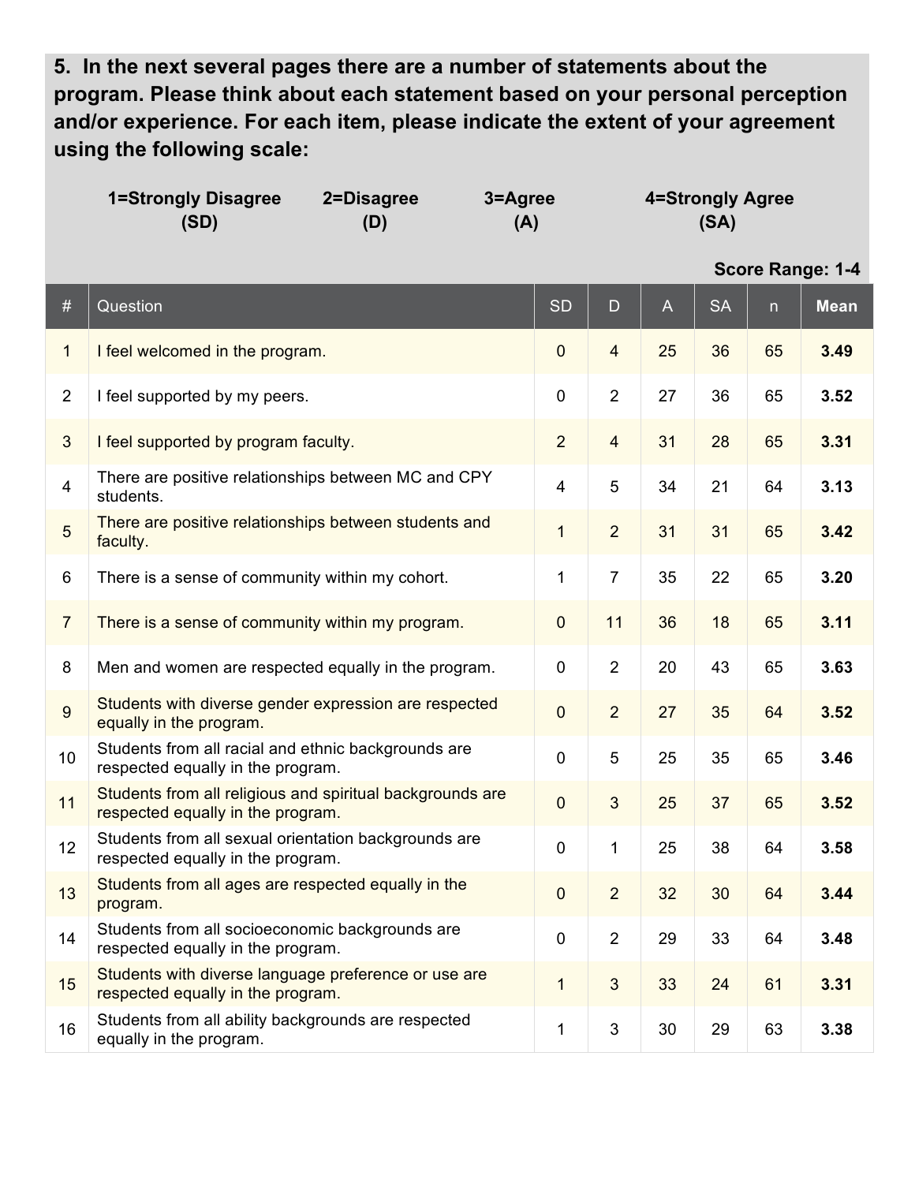**5. In the next several pages there are a number of statements about the program. Please think about each statement based on your personal perception and/or experience. For each item, please indicate the extent of your agreement using the following scale:**

**1=Strongly Disagree (SD)** **2=Disagree (D)** **3=Agree (A)** **4=Strongly Agree (SA)**

**Score Range: 1-4**

| # | Question | SD | D | A | SA | n | Mean |
|---|---|---|---|---|---|---|---|
| 1 | I feel welcomed in the program. | 0 | 4 | 25 | 36 | 65 | **3.49** |
| 2 | I feel supported by my peers. | 0 | 2 | 27 | 36 | 65 | **3.52** |
| 3 | I feel supported by program faculty. | 2 | 4 | 31 | 28 | 65 | **3.31** |
| 4 | There are positive relationships between MC and CPY students. | 4 | 5 | 34 | 21 | 64 | **3.13** |
| 5 | There are positive relationships between students and faculty. | 1 | 2 | 31 | 31 | 65 | **3.42** |
| 6 | There is a sense of community within my cohort. | 1 | 7 | 35 | 22 | 65 | **3.20** |
| 7 | There is a sense of community within my program. | 0 | 11 | 36 | 18 | 65 | **3.11** |
| 8 | Men and women are respected equally in the program. | 0 | 2 | 20 | 43 | 65 | **3.63** |
| 9 | Students with diverse gender expression are respected equally in the program. | 0 | 2 | 27 | 35 | 64 | **3.52** |
| 10 | Students from all racial and ethnic backgrounds are respected equally in the program. | 0 | 5 | 25 | 35 | 65 | **3.46** |
| 11 | Students from all religious and spiritual backgrounds are respected equally in the program. | 0 | 3 | 25 | 37 | 65 | **3.52** |
| 12 | Students from all sexual orientation backgrounds are respected equally in the program. | 0 | 1 | 25 | 38 | 64 | **3.58** |
| 13 | Students from all ages are respected equally in the program. | 0 | 2 | 32 | 30 | 64 | **3.44** |
| 14 | Students from all socioeconomic backgrounds are respected equally in the program. | 0 | 2 | 29 | 33 | 64 | **3.48** |
| 15 | Students with diverse language preference or use are respected equally in the program. | 1 | 3 | 33 | 24 | 61 | **3.31** |
| 16 | Students from all ability backgrounds are respected equally in the program. | 1 | 3 | 30 | 29 | 63 | **3.38** |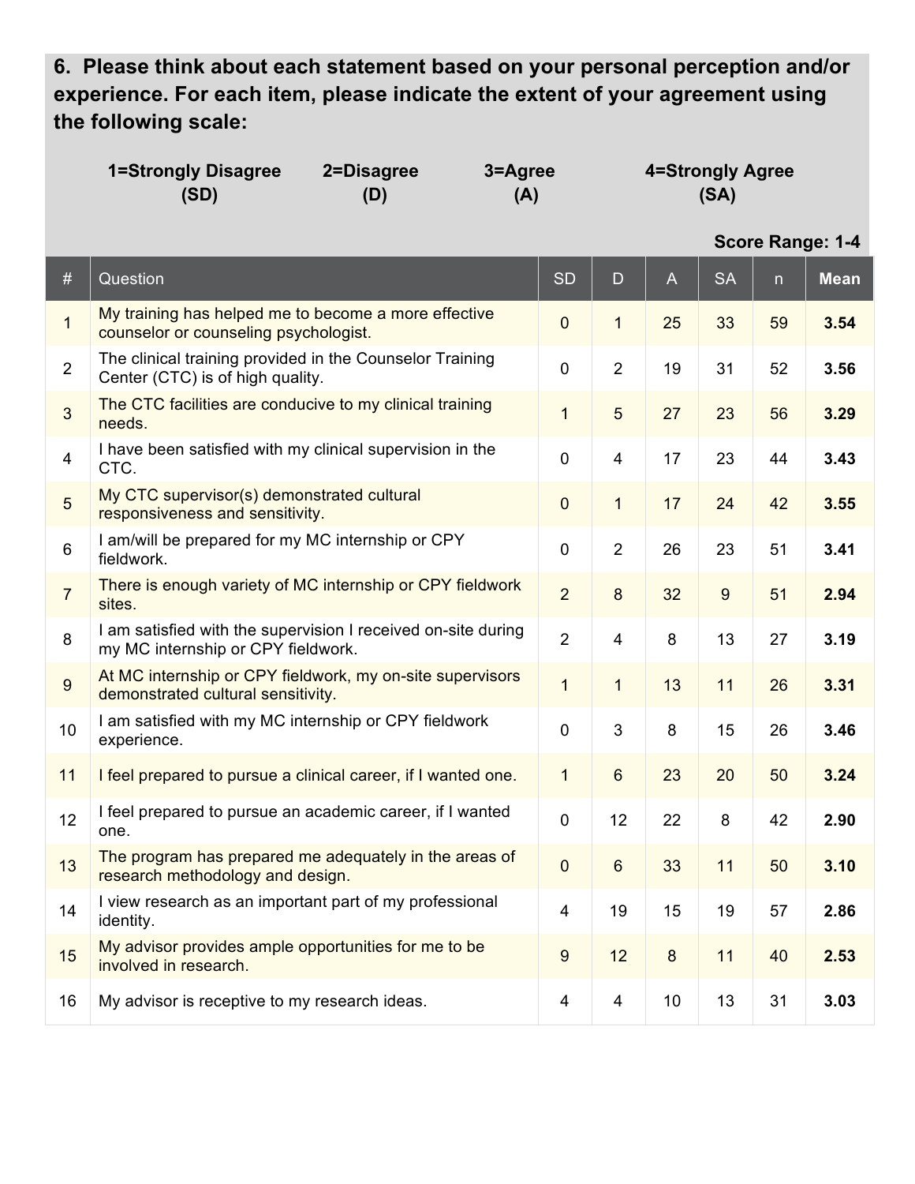**6. Please think about each statement based on your personal perception and/or experience. For each item, please indicate the extent of your agreement using the following scale:**

**1=Strongly Disagree (SD)** **2=Disagree (D)** **3=Agree (A)** **4=Strongly Agree (SA)**

**Score Range: 1-4**

| # | Question | SD | D | A | SA | n | Mean |
|---|---|---|---|---|---|---|---|
| 1 | My training has helped me to become a more effective counselor or counseling psychologist. | 0 | 1 | 25 | 33 | 59 | **3.54** |
| 2 | The clinical training provided in the Counselor Training Center (CTC) is of high quality. | 0 | 2 | 19 | 31 | 52 | **3.56** |
| 3 | The CTC facilities are conducive to my clinical training needs. | 1 | 5 | 27 | 23 | 56 | **3.29** |
| 4 | I have been satisfied with my clinical supervision in the CTC. | 0 | 4 | 17 | 23 | 44 | **3.43** |
| 5 | My CTC supervisor(s) demonstrated cultural responsiveness and sensitivity. | 0 | 1 | 17 | 24 | 42 | **3.55** |
| 6 | I am/will be prepared for my MC internship or CPY fieldwork. | 0 | 2 | 26 | 23 | 51 | **3.41** |
| 7 | There is enough variety of MC internship or CPY fieldwork sites. | 2 | 8 | 32 | 9 | 51 | **2.94** |
| 8 | I am satisfied with the supervision I received on-site during my MC internship or CPY fieldwork. | 2 | 4 | 8 | 13 | 27 | **3.19** |
| 9 | At MC internship or CPY fieldwork, my on-site supervisors demonstrated cultural sensitivity. | 1 | 1 | 13 | 11 | 26 | **3.31** |
| 10 | I am satisfied with my MC internship or CPY fieldwork experience. | 0 | 3 | 8 | 15 | 26 | **3.46** |
| 11 | I feel prepared to pursue a clinical career, if I wanted one. | 1 | 6 | 23 | 20 | 50 | **3.24** |
| 12 | I feel prepared to pursue an academic career, if I wanted one. | 0 | 12 | 22 | 8 | 42 | **2.90** |
| 13 | The program has prepared me adequately in the areas of research methodology and design. | 0 | 6 | 33 | 11 | 50 | **3.10** |
| 14 | I view research as an important part of my professional identity. | 4 | 19 | 15 | 19 | 57 | **2.86** |
| 15 | My advisor provides ample opportunities for me to be involved in research. | 9 | 12 | 8 | 11 | 40 | **2.53** |
| 16 | My advisor is receptive to my research ideas. | 4 | 4 | 10 | 13 | 31 | **3.03** |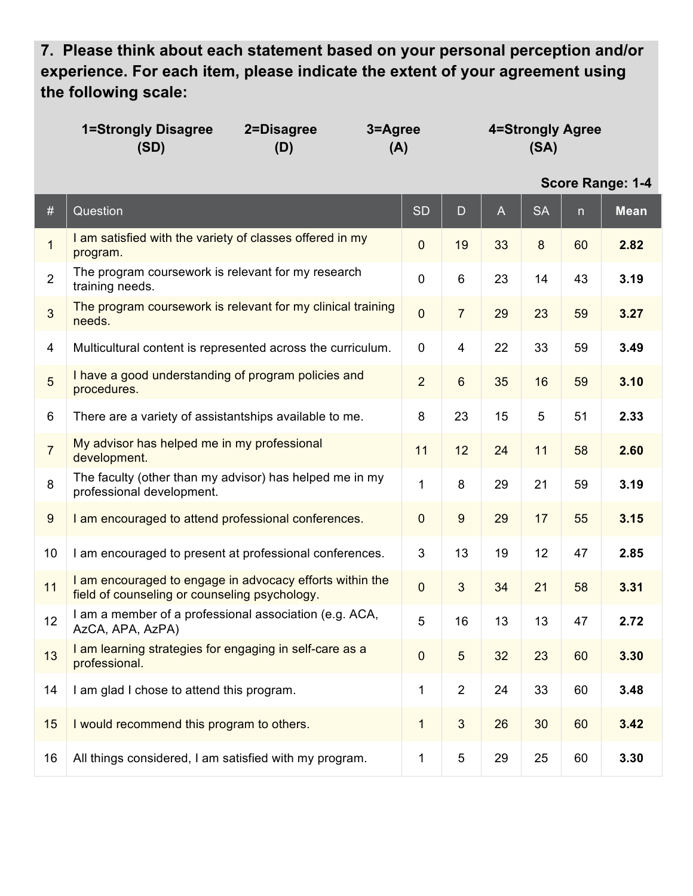**7. Please think about each statement based on your personal perception and/or experience. For each item, please indicate the extent of your agreement using the following scale:**

**1=Strongly Disagree (SD)** **2=Disagree (D)** **3=Agree (A)** **4=Strongly Agree (SA)**

**Score Range: 1-4**

| # | Question | SD | D | A | SA | n | Mean |
|---|---|---|---|---|---|---|---|
| 1 | I am satisfied with the variety of classes offered in my program. | 0 | 19 | 33 | 8 | 60 | **2.82** |
| 2 | The program coursework is relevant for my research training needs. | 0 | 6 | 23 | 14 | 43 | **3.19** |
| 3 | The program coursework is relevant for my clinical training needs. | 0 | 7 | 29 | 23 | 59 | **3.27** |
| 4 | Multicultural content is represented across the curriculum. | 0 | 4 | 22 | 33 | 59 | **3.49** |
| 5 | I have a good understanding of program policies and procedures. | 2 | 6 | 35 | 16 | 59 | **3.10** |
| 6 | There are a variety of assistantships available to me. | 8 | 23 | 15 | 5 | 51 | **2.33** |
| 7 | My advisor has helped me in my professional development. | 11 | 12 | 24 | 11 | 58 | **2.60** |
| 8 | The faculty (other than my advisor) has helped me in my professional development. | 1 | 8 | 29 | 21 | 59 | **3.19** |
| 9 | I am encouraged to attend professional conferences. | 0 | 9 | 29 | 17 | 55 | **3.15** |
| 10 | I am encouraged to present at professional conferences. | 3 | 13 | 19 | 12 | 47 | **2.85** |
| 11 | I am encouraged to engage in advocacy efforts within the field of counseling or counseling psychology. | 0 | 3 | 34 | 21 | 58 | **3.31** |
| 12 | I am a member of a professional association (e.g. ACA, AzCA, APA, AzPA) | 5 | 16 | 13 | 13 | 47 | **2.72** |
| 13 | I am learning strategies for engaging in self-care as a professional. | 0 | 5 | 32 | 23 | 60 | **3.30** |
| 14 | I am glad I chose to attend this program. | 1 | 2 | 24 | 33 | 60 | **3.48** |
| 15 | I would recommend this program to others. | 1 | 3 | 26 | 30 | 60 | **3.42** |
| 16 | All things considered, I am satisfied with my program. | 1 | 5 | 29 | 25 | 60 | **3.30** |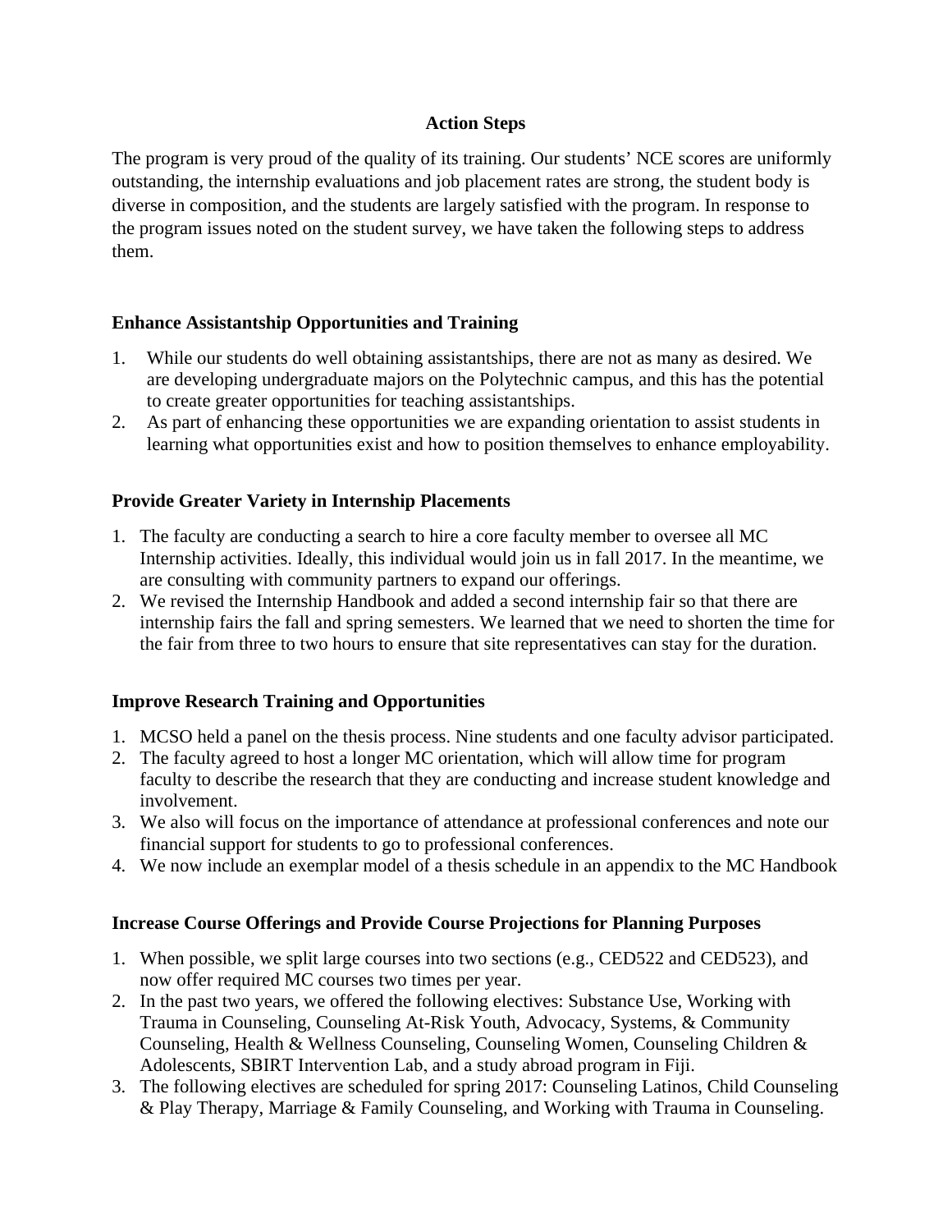## Action Steps

The program is very proud of the quality of its training. Our students' NCE scores are uniformly outstanding, the internship evaluations and job placement rates are strong, the student body is diverse in composition, and the students are largely satisfied with the program. In response to the program issues noted on the student survey, we have taken the following steps to address them.

### Enhance Assistantship Opportunities and Training

1. While our students do well obtaining assistantships, there are not as many as desired. We are developing undergraduate majors on the Polytechnic campus, and this has the potential to create greater opportunities for teaching assistantships.
2. As part of enhancing these opportunities we are expanding orientation to assist students in learning what opportunities exist and how to position themselves to enhance employability.

### Provide Greater Variety in Internship Placements

1. The faculty are conducting a search to hire a core faculty member to oversee all MC Internship activities. Ideally, this individual would join us in fall 2017. In the meantime, we are consulting with community partners to expand our offerings.
2. We revised the Internship Handbook and added a second internship fair so that there are internship fairs the fall and spring semesters. We learned that we need to shorten the time for the fair from three to two hours to ensure that site representatives can stay for the duration.

### Improve Research Training and Opportunities

1. MCSO held a panel on the thesis process. Nine students and one faculty advisor participated.
2. The faculty agreed to host a longer MC orientation, which will allow time for program faculty to describe the research that they are conducting and increase student knowledge and involvement.
3. We also will focus on the importance of attendance at professional conferences and note our financial support for students to go to professional conferences.
4. We now include an exemplar model of a thesis schedule in an appendix to the MC Handbook

### Increase Course Offerings and Provide Course Projections for Planning Purposes

1. When possible, we split large courses into two sections (e.g., CED522 and CED523), and now offer required MC courses two times per year.
2. In the past two years, we offered the following electives: Substance Use, Working with Trauma in Counseling, Counseling At-Risk Youth, Advocacy, Systems, & Community Counseling, Health & Wellness Counseling, Counseling Women, Counseling Children & Adolescents, SBIRT Intervention Lab, and a study abroad program in Fiji.
3. The following electives are scheduled for spring 2017: Counseling Latinos, Child Counseling & Play Therapy, Marriage & Family Counseling, and Working with Trauma in Counseling.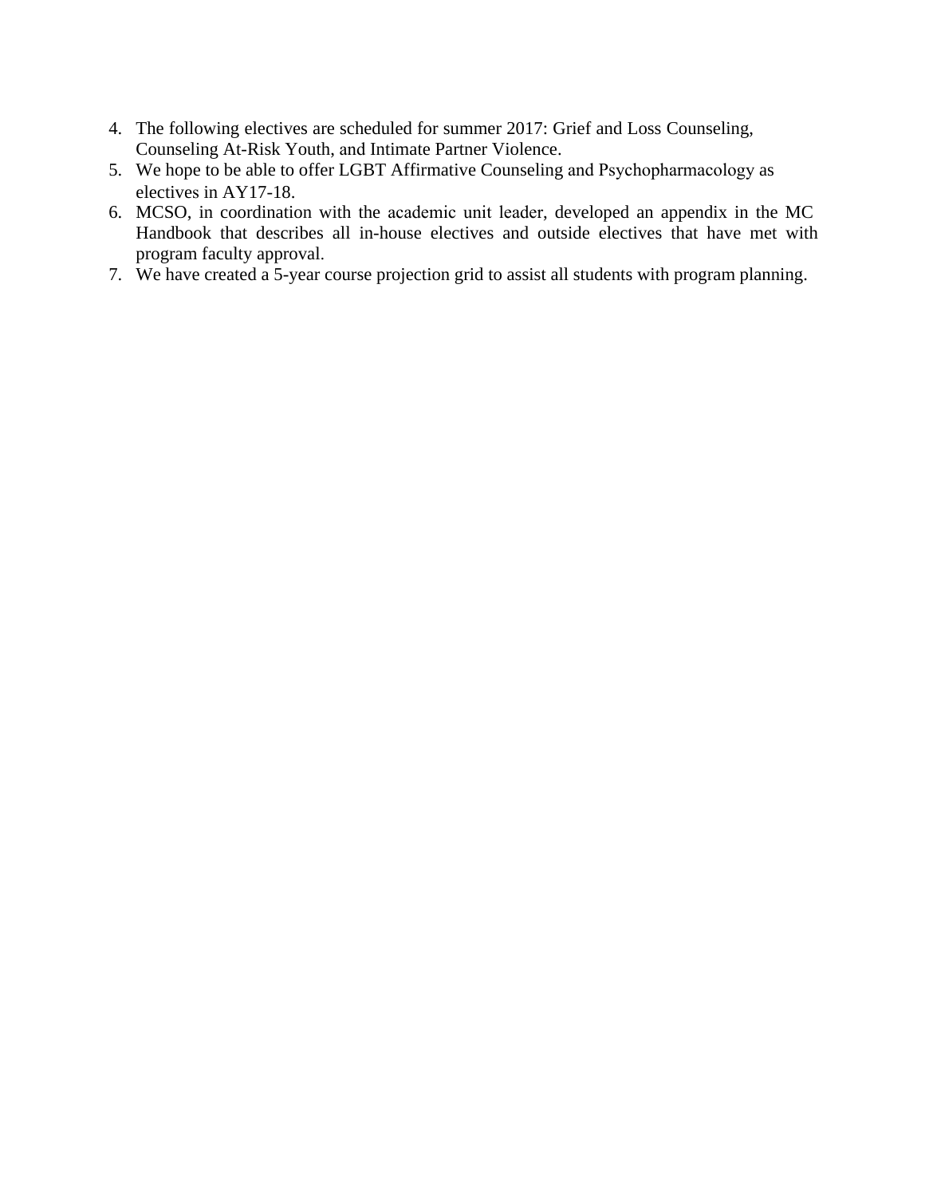4. The following electives are scheduled for summer 2017: Grief and Loss Counseling, Counseling At-Risk Youth, and Intimate Partner Violence.
5. We hope to be able to offer LGBT Affirmative Counseling and Psychopharmacology as electives in AY17-18.
6. MCSO, in coordination with the academic unit leader, developed an appendix in the MC Handbook that describes all in-house electives and outside electives that have met with program faculty approval.
7. We have created a 5-year course projection grid to assist all students with program planning.